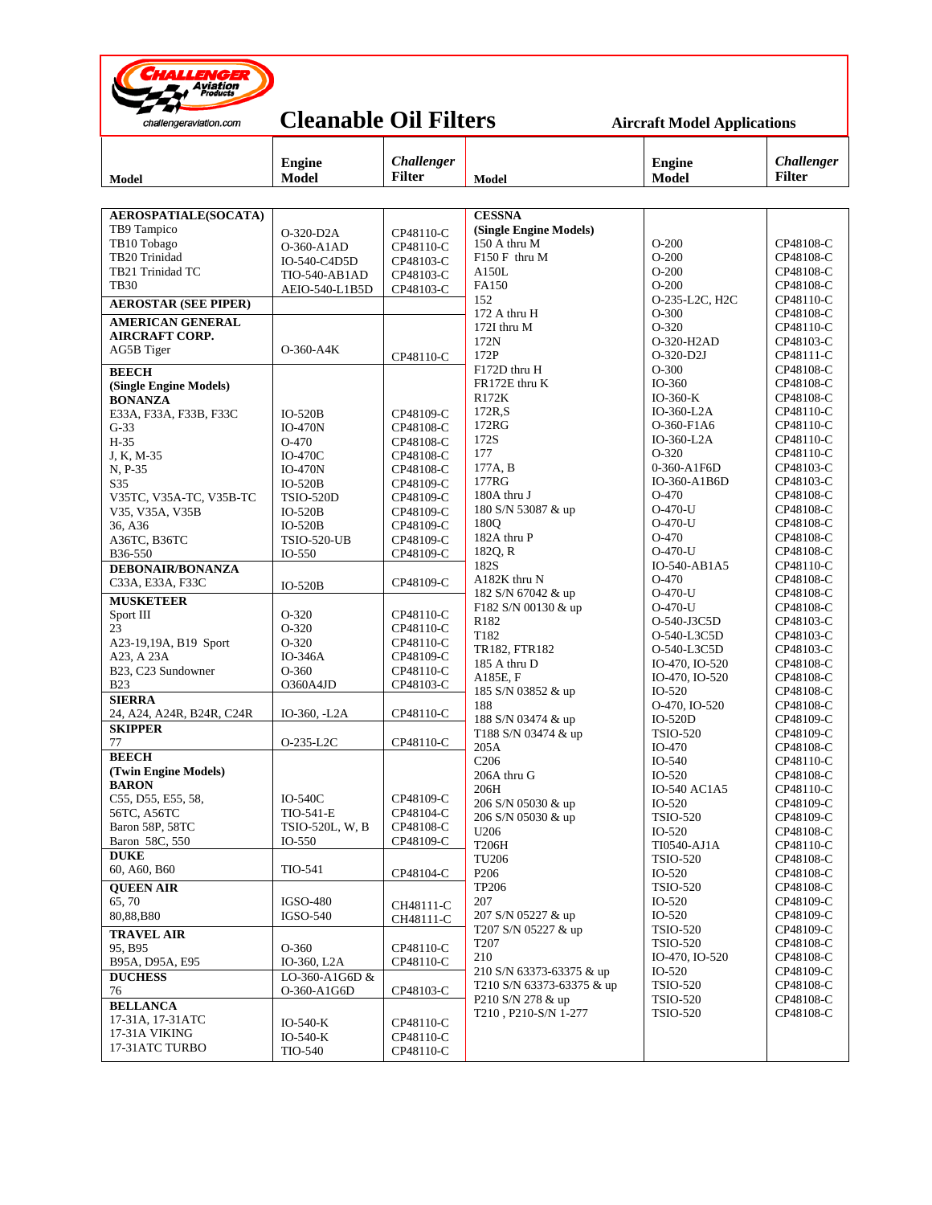# Cleanable Oil Filters

**Aircraft Model Applications**

challengeraviation.com

| Model | Engine Model | *Challenger* Filter |
|---|---|---|
| **AEROSPATIALE(SOCATA)** | | |
| TB9 Tampico | O-320-D2A | CP48110-C |
| TB10 Tobago | O-360-A1AD | CP48110-C |
| TB20 Trinidad | IO-540-C4D5D | CP48103-C |
| TB21 Trinidad TC | TIO-540-AB1AD | CP48103-C |
| TB30 | AEIO-540-L1B5D | CP48103-C |
| **AEROSTAR (SEE PIPER)** | | |
| **AMERICAN GENERAL AIRCRAFT CORP.** | | |
| AG5B Tiger | O-360-A4K | CP48110-C |
| **BEECH** | | |
| **(Single Engine Models)** | | |
| **BONANZA** | | |
| E33A, F33A, F33B, F33C | IO-520B | CP48109-C |
| G-33 | IO-470N | CP48108-C |
| H-35 | O-470 | CP48108-C |
| J, K, M-35 | IO-470C | CP48108-C |
| N, P-35 | IO-470N | CP48108-C |
| S35 | IO-520B | CP48109-C |
| V35TC, V35A-TC, V35B-TC | TSIO-520D | CP48109-C |
| V35, V35A, V35B | IO-520B | CP48109-C |
| 36, A36 | IO-520B | CP48109-C |
| A36TC, B36TC | TSIO-520-UB | CP48109-C |
| B36-550 | IO-550 | CP48109-C |
| **DEBONAIR/BONANZA** | | |
| C33A, E33A, F33C | IO-520B | CP48109-C |
| **MUSKETEER** | | |
| Sport III | O-320 | CP48110-C |
| 23 | O-320 | CP48110-C |
| A23-19,19A, B19 Sport | O-320 | CP48110-C |
| A23, A 23A | IO-346A | CP48109-C |
| B23, C23 Sundowner | O-360 | CP48110-C |
| B23 | O360A4JD | CP48103-C |
| **SIERRA** | | |
| 24, A24, A24R, B24R, C24R | IO-360, -L2A | CP48110-C |
| **SKIPPER** | | |
| 77 | O-235-L2C | CP48110-C |
| **BEECH** | | |
| **(Twin Engine Models)** | | |
| **BARON** | | |
| C55, D55, E55, 58, | IO-540C | CP48109-C |
| 56TC, A56TC | TIO-541-E | CP48104-C |
| Baron 58P, 58TC | TSIO-520L, W, B | CP48108-C |
| Baron 58C, 550 | IO-550 | CP48109-C |
| **DUKE** | | |
| 60, A60, B60 | TIO-541 | CP48104-C |
| **QUEEN AIR** | | |
| 65, 70 | IGSO-480 | CH48111-C |
| 80,88,B80 | IGSO-540 | CH48111-C |
| **TRAVEL AIR** | | |
| 95, B95 | O-360 | CP48110-C |
| B95A, D95A, E95 | IO-360, L2A | CP48110-C |
| **DUCHESS** | | |
| 76 | LO-360-A1G6D & O-360-A1G6D | CP48103-C |
| **BELLANCA** | | |
| 17-31A, 17-31ATC | IO-540-K | CP48110-C |
| 17-31A VIKING | IO-540-K | CP48110-C |
| 17-31ATC TURBO | TIO-540 | CP48110-C |

| Model | Engine Model | *Challenger* Filter |
|---|---|---|
| **CESSNA** | | |
| **(Single Engine Models)** | | |
| 150 A thru M | O-200 | CP48108-C |
| F150 F thru M | O-200 | CP48108-C |
| A150L | O-200 | CP48108-C |
| FA150 | O-200 | CP48108-C |
| 152 | O-235-L2C, H2C | CP48110-C |
| 172 A thru H | O-300 | CP48108-C |
| 172I thru M | O-320 | CP48110-C |
| 172N | O-320-H2AD | CP48103-C |
| 172P | O-320-D2J | CP48111-C |
| F172D thru H | O-300 | CP48108-C |
| FR172E thru K | IO-360 | CP48108-C |
| R172K | IO-360-K | CP48108-C |
| 172R,S | IO-360-L2A | CP48110-C |
| 172RG | O-360-F1A6 | CP48110-C |
| 172S | IO-360-L2A | CP48110-C |
| 177 | O-320 | CP48110-C |
| 177A, B | 0-360-A1F6D | CP48103-C |
| 177RG | IO-360-A1B6D | CP48103-C |
| 180A thru J | O-470 | CP48108-C |
| 180 S/N 53087 & up | O-470-U | CP48108-C |
| 180Q | O-470-U | CP48108-C |
| 182A thru P | O-470 | CP48108-C |
| 182Q, R | O-470-U | CP48108-C |
| 182S | IO-540-AB1A5 | CP48110-C |
| A182K thru N | O-470 | CP48108-C |
| 182 S/N 67042 & up | O-470-U | CP48108-C |
| F182 S/N 00130 & up | O-470-U | CP48108-C |
| R182 | O-540-J3C5D | CP48103-C |
| T182 | O-540-L3C5D | CP48103-C |
| TR182, FTR182 | O-540-L3C5D | CP48103-C |
| 185 A thru D | IO-470, IO-520 | CP48108-C |
| A185E, F | IO-470, IO-520 | CP48108-C |
| 185 S/N 03852 & up | IO-520 | CP48108-C |
| 188 | O-470, IO-520 | CP48108-C |
| 188 S/N 03474 & up | IO-520D | CP48109-C |
| T188 S/N 03474 & up | TSIO-520 | CP48109-C |
| 205A | IO-470 | CP48108-C |
| C206 | IO-540 | CP48110-C |
| 206A thru G | IO-520 | CP48108-C |
| 206H | IO-540 AC1A5 | CP48110-C |
| 206 S/N 05030 & up | IO-520 | CP48109-C |
| 206 S/N 05030 & up | TSIO-520 | CP48109-C |
| U206 | IO-520 | CP48108-C |
| T206H | TI0540-AJ1A | CP48110-C |
| TU206 | TSIO-520 | CP48108-C |
| P206 | IO-520 | CP48108-C |
| TP206 | TSIO-520 | CP48108-C |
| 207 | IO-520 | CP48109-C |
| 207 S/N 05227 & up | IO-520 | CP48109-C |
| T207 S/N 05227 & up | TSIO-520 | CP48109-C |
| T207 | TSIO-520 | CP48108-C |
| 210 | IO-470, IO-520 | CP48108-C |
| 210 S/N 63373-63375 & up | IO-520 | CP48109-C |
| T210 S/N 63373-63375 & up | TSIO-520 | CP48108-C |
| P210 S/N 278 & up | TSIO-520 | CP48108-C |
| T210 , P210-S/N 1-277 | TSIO-520 | CP48108-C |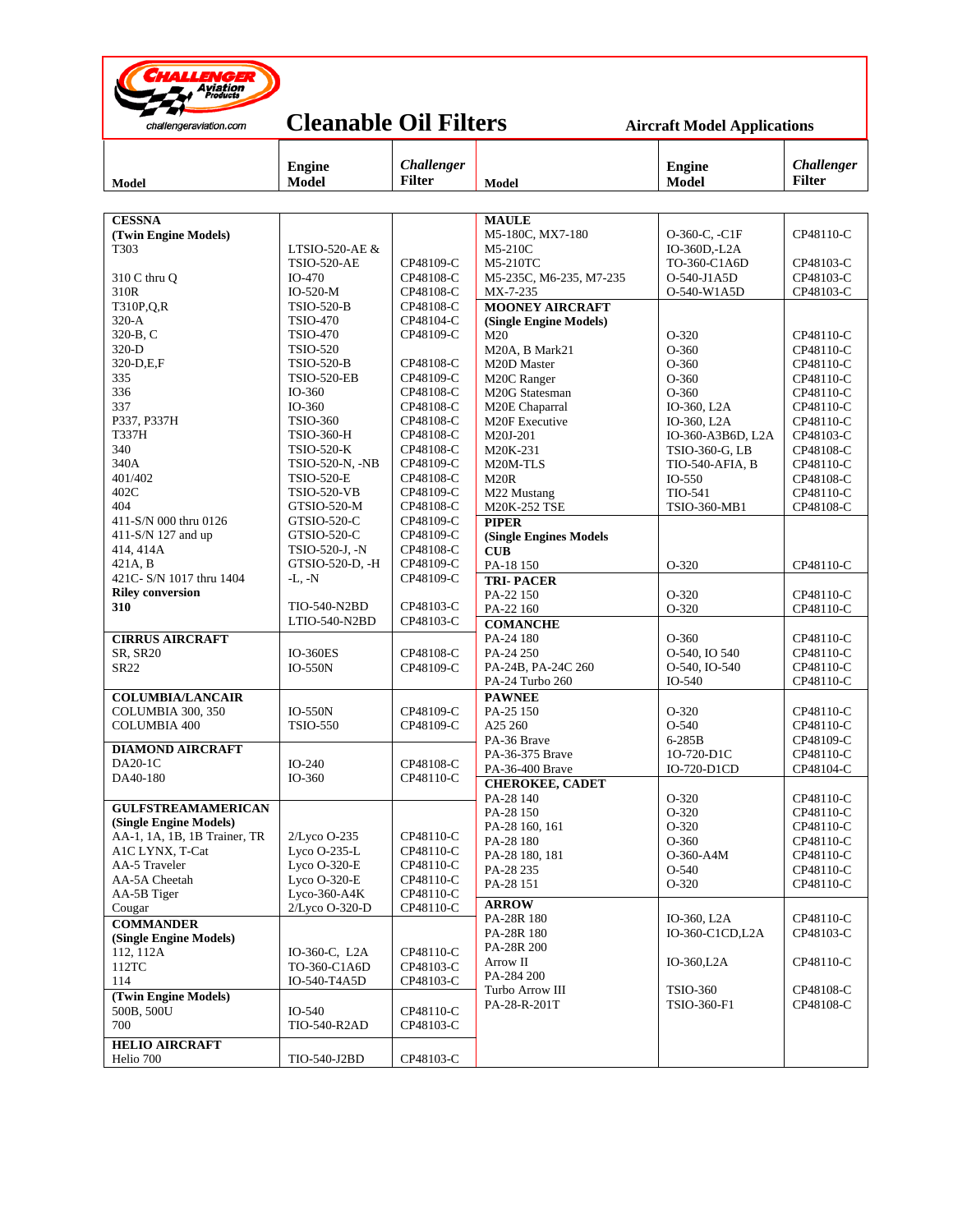challengeraviation.com

# Cleanable Oil Filters

**Aircraft Model Applications**

| Model | Engine Model | *Challenger* Filter |
|---|---|---|
| **CESSNA** | | |
| **(Twin Engine Models)** | | |
| T303 | LTSIO-520-AE & TSIO-520-AE | CP48109-C |
| 310 C thru Q | IO-470 | CP48108-C |
| 310R | IO-520-M | CP48108-C |
| T310P,Q,R | TSIO-520-B | CP48108-C |
| 320-A | TSIO-470 | CP48104-C |
| 320-B, C | TSIO-470 | CP48109-C |
| 320-D | TSIO-520 | |
| 320-D,E,F | TSIO-520-B | CP48108-C |
| 335 | TSIO-520-EB | CP48109-C |
| 336 | IO-360 | CP48108-C |
| 337 | IO-360 | CP48108-C |
| P337, P337H | TSIO-360 | CP48108-C |
| T337H | TSIO-360-H | CP48108-C |
| 340 | TSIO-520-K | CP48108-C |
| 340A | TSIO-520-N, -NB | CP48109-C |
| 401/402 | TSIO-520-E | CP48108-C |
| 402C | TSIO-520-VB | CP48109-C |
| 404 | GTSIO-520-M | CP48108-C |
| 411-S/N 000 thru 0126 | GTSIO-520-C | CP48109-C |
| 411-S/N 127 and up | GTSIO-520-C | CP48109-C |
| 414, 414A | TSIO-520-J, -N | CP48108-C |
| 421A, B | GTSIO-520-D, -H | CP48109-C |
| 421C- S/N 1017 thru 1404 | -L, -N | CP48109-C |
| **Riley conversion** | | |
| **310** | TIO-540-N2BD | CP48103-C |
| | LTIO-540-N2BD | CP48103-C |
| **CIRRUS AIRCRAFT** | | |
| SR, SR20 | IO-360ES | CP48108-C |
| SR22 | IO-550N | CP48109-C |
| **COLUMBIA/LANCAIR** | | |
| COLUMBIA 300, 350 | IO-550N | CP48109-C |
| COLUMBIA 400 | TSIO-550 | CP48109-C |
| **DIAMOND AIRCRAFT** | | |
| DA20-1C | IO-240 | CP48108-C |
| DA40-180 | IO-360 | CP48110-C |
| **GULFSTREAMAMERICAN** | | |
| **(Single Engine Models)** | | |
| AA-1, 1A, 1B, 1B Trainer, TR | 2/Lyco O-235 | CP48110-C |
| A1C LYNX, T-Cat | Lyco O-235-L | CP48110-C |
| AA-5 Traveler | Lyco O-320-E | CP48110-C |
| AA-5A Cheetah | Lyco O-320-E | CP48110-C |
| AA-5B Tiger | Lyco-360-A4K | CP48110-C |
| Cougar | 2/Lyco O-320-D | CP48110-C |
| **COMMANDER** | | |
| **(Single Engine Models)** | | |
| 112, 112A | IO-360-C, L2A | CP48110-C |
| 112TC | TO-360-C1A6D | CP48103-C |
| 114 | IO-540-T4A5D | CP48103-C |
| **(Twin Engine Models)** | | |
| 500B, 500U | IO-540 | CP48110-C |
| 700 | TIO-540-R2AD | CP48103-C |
| **HELIO AIRCRAFT** | | |
| Helio 700 | TIO-540-J2BD | CP48103-C |
| **MAULE** | | |
| M5-180C, MX7-180 | O-360-C, -C1F | CP48110-C |
| M5-210C | IO-360D,-L2A | |
| M5-210TC | TO-360-C1A6D | CP48103-C |
| M5-235C, M6-235, M7-235 | O-540-J1A5D | CP48103-C |
| MX-7-235 | O-540-W1A5D | CP48103-C |
| **MOONEY AIRCRAFT** | | |
| **(Single Engine Models)** | | |
| M20 | O-320 | CP48110-C |
| M20A, B Mark21 | O-360 | CP48110-C |
| M20D Master | O-360 | CP48110-C |
| M20C Ranger | O-360 | CP48110-C |
| M20G Statesman | O-360 | CP48110-C |
| M20E Chaparral | IO-360, L2A | CP48110-C |
| M20F Executive | IO-360, L2A | CP48110-C |
| M20J-201 | IO-360-A3B6D, L2A | CP48103-C |
| M20K-231 | TSIO-360-G, LB | CP48108-C |
| M20M-TLS | TIO-540-AFIA, B | CP48110-C |
| M20R | IO-550 | CP48108-C |
| M22 Mustang | TIO-541 | CP48110-C |
| M20K-252 TSE | TSIO-360-MB1 | CP48108-C |
| **PIPER** | | |
| **(Single Engines Models** | | |
| **CUB** | | |
| PA-18 150 | O-320 | CP48110-C |
| **TRI- PACER** | | |
| PA-22 150 | O-320 | CP48110-C |
| PA-22 160 | O-320 | CP48110-C |
| **COMANCHE** | | |
| PA-24 180 | O-360 | CP48110-C |
| PA-24 250 | O-540, IO 540 | CP48110-C |
| PA-24B, PA-24C 260 | O-540, IO-540 | CP48110-C |
| PA-24 Turbo 260 | IO-540 | CP48110-C |
| **PAWNEE** | | |
| PA-25 150 | O-320 | CP48110-C |
| A25 260 | O-540 | CP48110-C |
| PA-36 Brave | 6-285B | CP48109-C |
| PA-36-375 Brave | 1O-720-D1C | CP48110-C |
| PA-36-400 Brave | IO-720-D1CD | CP48104-C |
| **CHEROKEE, CADET** | | |
| PA-28 140 | O-320 | CP48110-C |
| PA-28 150 | O-320 | CP48110-C |
| PA-28 160, 161 | O-320 | CP48110-C |
| PA-28 180 | O-360 | CP48110-C |
| PA-28 180, 181 | O-360-A4M | CP48110-C |
| PA-28 235 | O-540 | CP48110-C |
| PA-28 151 | O-320 | CP48110-C |
| **ARROW** | | |
| PA-28R 180 | IO-360, L2A | CP48110-C |
| PA-28R 180 | IO-360-C1CD,L2A | CP48103-C |
| PA-28R 200 | | |
| Arrow II | IO-360,L2A | CP48110-C |
| PA-284 200 | | |
| Turbo Arrow III | TSIO-360 | CP48108-C |
| PA-28-R-201T | TSIO-360-F1 | CP48108-C |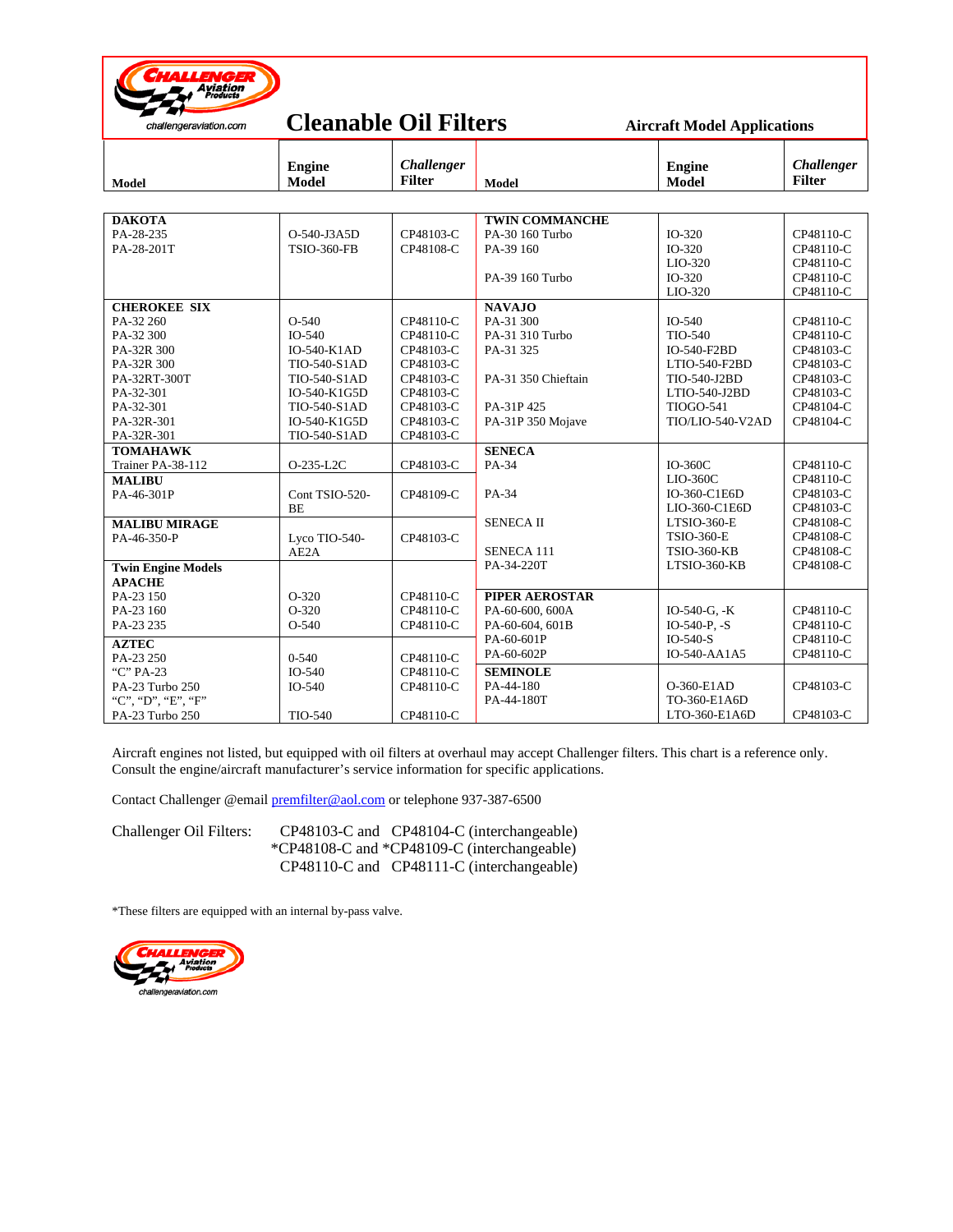challengeraviation.com

# Cleanable Oil Filters

**Aircraft Model Applications**

| Model | Engine Model | *Challenger* Filter | Model | Engine Model | *Challenger* Filter |
|---|---|---|---|---|---|
| **DAKOTA** | | | **TWIN COMMANCHE** | | |
| PA-28-235 | O-540-J3A5D | CP48103-C | PA-30 160 Turbo | IO-320 | CP48110-C |
| PA-28-201T | TSIO-360-FB | CP48108-C | PA-39 160 | IO-320 | CP48110-C |
| | | | | LIO-320 | CP48110-C |
| | | | PA-39 160 Turbo | IO-320 | CP48110-C |
| | | | | LIO-320 | CP48110-C |
| **CHEROKEE SIX** | | | **NAVAJO** | | |
| PA-32 260 | O-540 | CP48110-C | PA-31 300 | IO-540 | CP48110-C |
| PA-32 300 | IO-540 | CP48110-C | PA-31 310 Turbo | TIO-540 | CP48110-C |
| PA-32R 300 | IO-540-K1AD | CP48103-C | PA-31 325 | IO-540-F2BD | CP48103-C |
| PA-32R 300 | TIO-540-S1AD | CP48103-C | | LTIO-540-F2BD | CP48103-C |
| PA-32RT-300T | TIO-540-S1AD | CP48103-C | PA-31 350 Chieftain | TIO-540-J2BD | CP48103-C |
| PA-32-301 | IO-540-K1G5D | CP48103-C | | LTIO-540-J2BD | CP48103-C |
| PA-32-301 | TIO-540-S1AD | CP48103-C | PA-31P 425 | TIOGO-541 | CP48104-C |
| PA-32R-301 | IO-540-K1G5D | CP48103-C | PA-31P 350 Mojave | TIO/LIO-540-V2AD | CP48104-C |
| PA-32R-301 | TIO-540-S1AD | CP48103-C | | | |
| **TOMAHAWK** | | | **SENECA** | | |
| Trainer PA-38-112 | O-235-L2C | CP48103-C | PA-34 | IO-360C | CP48110-C |
| **MALIBU** | | | | LIO-360C | CP48110-C |
| PA-46-301P | Cont TSIO-520-BE | CP48109-C | PA-34 | IO-360-C1E6D | CP48103-C |
| | | | | LIO-360-C1E6D | CP48103-C |
| **MALIBU MIRAGE** | | | SENECA II | LTSIO-360-E | CP48108-C |
| PA-46-350-P | Lyco TIO-540-AE2A | CP48103-C | | TSIO-360-E | CP48108-C |
| | | | SENECA 111 | TSIO-360-KB | CP48108-C |
| **Twin Engine Models** | | | PA-34-220T | LTSIO-360-KB | CP48108-C |
| **APACHE** | | | | | |
| PA-23 150 | O-320 | CP48110-C | **PIPER AEROSTAR** | | |
| PA-23 160 | O-320 | CP48110-C | PA-60-600, 600A | IO-540-G, -K | CP48110-C |
| PA-23 235 | O-540 | CP48110-C | PA-60-604, 601B | IO-540-P, -S | CP48110-C |
| **AZTEC** | | | PA-60-601P | IO-540-S | CP48110-C |
| PA-23 250 | 0-540 | CP48110-C | PA-60-602P | IO-540-AA1A5 | CP48110-C |
| "C" PA-23 | IO-540 | CP48110-C | **SEMINOLE** | | |
| PA-23 Turbo 250 | IO-540 | CP48110-C | PA-44-180 | O-360-E1AD | CP48103-C |
| "C", "D", "E", "F" | | | PA-44-180T | TO-360-E1A6D | |
| PA-23 Turbo 250 | TIO-540 | CP48110-C | | LTO-360-E1A6D | CP48103-C |

Aircraft engines not listed, but equipped with oil filters at overhaul may accept Challenger filters. This chart is a reference only. Consult the engine/aircraft manufacturer's service information for specific applications.

Contact Challenger @email premfilter@aol.com or telephone 937-387-6500

Challenger Oil Filters:
- CP48103-C and CP48104-C (interchangeable)
- *CP48108-C and *CP48109-C (interchangeable)
- CP48110-C and CP48111-C (interchangeable)

*These filters are equipped with an internal by-pass valve.

challengeraviation.com